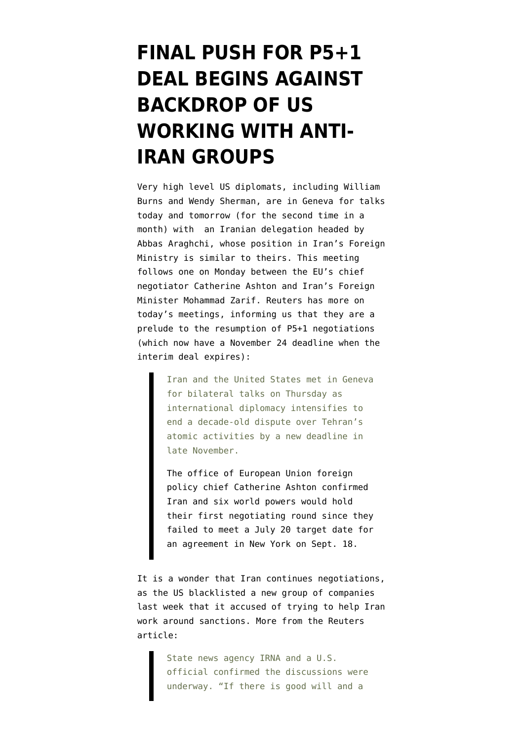# FINAL PUSH FOR P5+1 DEAL BEGINS AGAINST BACKDROP OF US WORKING WITH ANTI-IRAN GROUPS

Very high level US diplomats, including William Burns and Wendy Sherman, are in Geneva for talks today and tomorrow (for the second time in a month) with an Iranian delegation headed by Abbas Araghchi, whose position in Iran's Foreign Ministry is similar to theirs. This meeting follows one on Monday between the EU's chief negotiator Catherine Ashton and Iran's Foreign Minister Mohammad Zarif. Reuters has more on today's meetings, informing us that they are a prelude to the resumption of P5+1 negotiations (which now have a November 24 deadline when the interim deal expires):

> Iran and the United States met in Geneva for bilateral talks on Thursday as international diplomacy intensifies to end a decade-old dispute over Tehran's atomic activities by a new deadline in late November.
>
> The office of European Union foreign policy chief Catherine Ashton confirmed Iran and six world powers would hold their first negotiating round since they failed to meet a July 20 target date for an agreement in New York on Sept. 18.

It is a wonder that Iran continues negotiations, as the US blacklisted a new group of companies last week that it accused of trying to help Iran work around sanctions. More from the Reuters article:

> State news agency IRNA and a U.S. official confirmed the discussions were underway. "If there is good will and a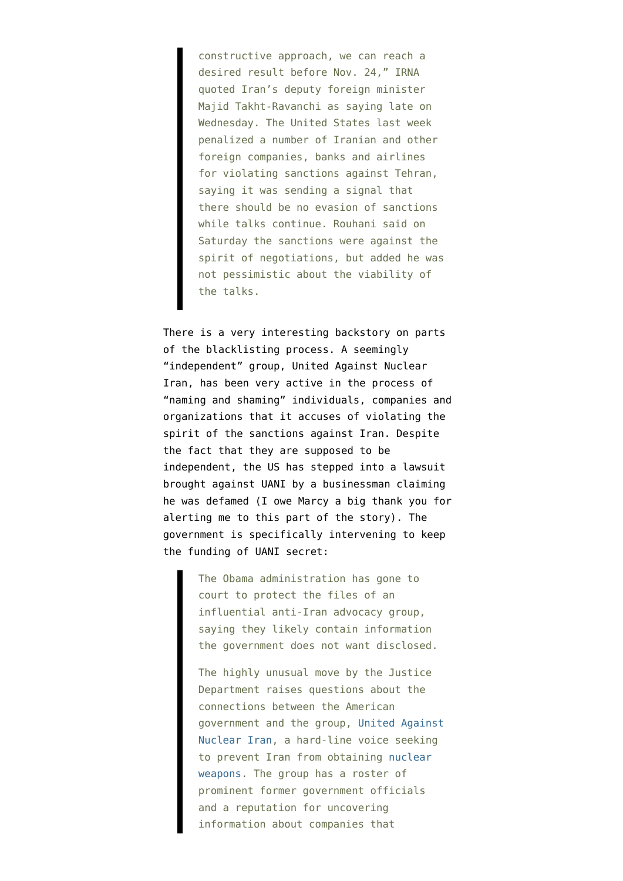> constructive approach, we can reach a desired result before Nov. 24," IRNA quoted Iran's deputy foreign minister Majid Takht-Ravanchi as saying late on Wednesday. The United States last week penalized a number of Iranian and other foreign companies, banks and airlines for violating sanctions against Tehran, saying it was sending a signal that there should be no evasion of sanctions while talks continue. Rouhani said on Saturday the sanctions were against the spirit of negotiations, but added he was not pessimistic about the viability of the talks.

There is a very interesting backstory on parts of the blacklisting process. A seemingly "independent" group, United Against Nuclear Iran, has been very active in the process of "naming and shaming" individuals, companies and organizations that it accuses of violating the spirit of the sanctions against Iran. Despite the fact that they are supposed to be independent, the US has stepped into a lawsuit brought against UANI by a businessman claiming he was defamed (I owe Marcy a big thank you for alerting me to this part of the story). The government is specifically intervening to keep the funding of UANI secret:

> The Obama administration has gone to court to protect the files of an influential anti-Iran advocacy group, saying they likely contain information the government does not want disclosed.
>
> The highly unusual move by the Justice Department raises questions about the connections between the American government and the group, United Against Nuclear Iran, a hard-line voice seeking to prevent Iran from obtaining nuclear weapons. The group has a roster of prominent former government officials and a reputation for uncovering information about companies that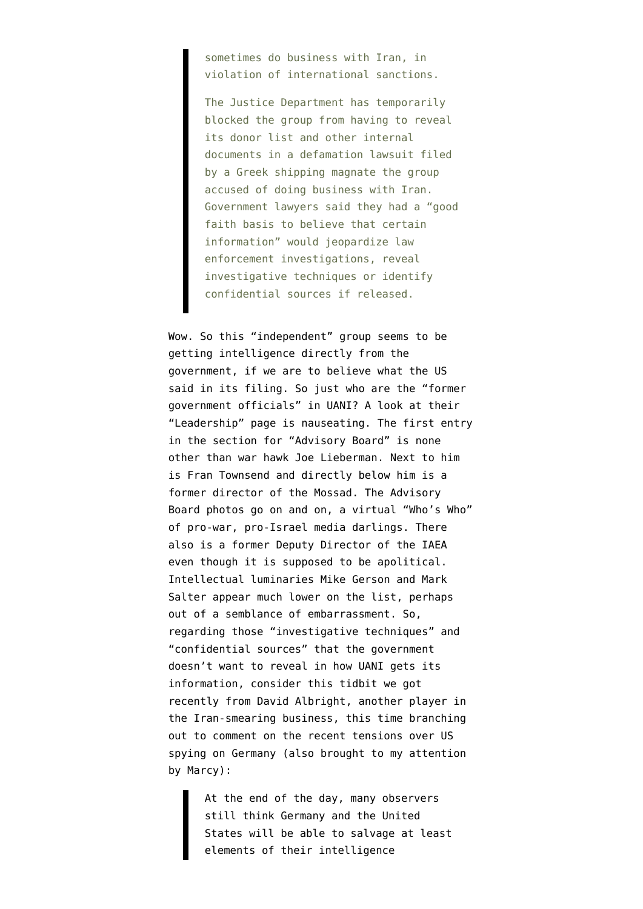> sometimes do business with Iran, in violation of international sanctions.
>
> The Justice Department has temporarily blocked the group from having to reveal its donor list and other internal documents in a defamation lawsuit filed by a Greek shipping magnate the group accused of doing business with Iran. Government lawyers said they had a "good faith basis to believe that certain information" would jeopardize law enforcement investigations, reveal investigative techniques or identify confidential sources if released.

Wow. So this "independent" group seems to be getting intelligence directly from the government, if we are to believe what the US said in its filing. So just who are the "former government officials" in UANI? A look at their "Leadership" page is nauseating. The first entry in the section for "Advisory Board" is none other than war hawk Joe Lieberman. Next to him is Fran Townsend and directly below him is a former director of the Mossad. The Advisory Board photos go on and on, a virtual "Who's Who" of pro-war, pro-Israel media darlings. There also is a former Deputy Director of the IAEA even though it is supposed to be apolitical. Intellectual luminaries Mike Gerson and Mark Salter appear much lower on the list, perhaps out of a semblance of embarrassment. So, regarding those "investigative techniques" and "confidential sources" that the government doesn't want to reveal in how UANI gets its information, consider this tidbit we got recently from David Albright, another player in the Iran-smearing business, this time branching out to comment on the recent tensions over US spying on Germany (also brought to my attention by Marcy):

> At the end of the day, many observers still think Germany and the United States will be able to salvage at least elements of their intelligence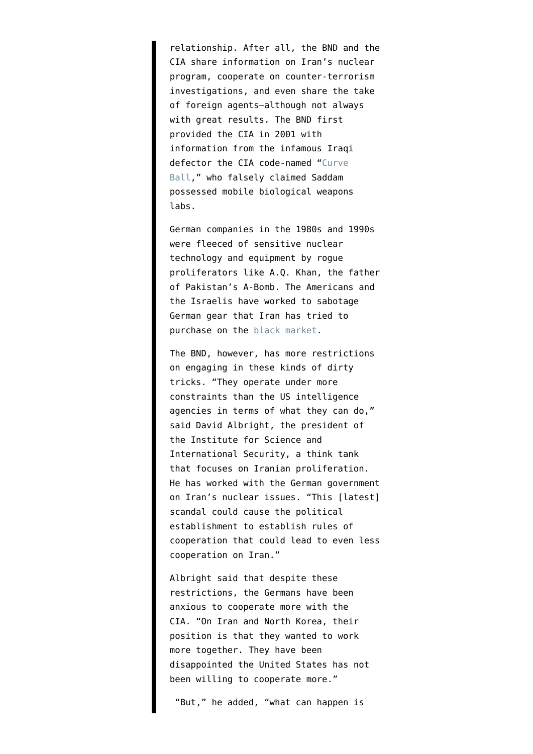relationship. After all, the BND and the CIA share information on Iran's nuclear program, cooperate on counter-terrorism investigations, and even share the take of foreign agents—although not always with great results. The BND first provided the CIA in 2001 with information from the infamous Iraqi defector the CIA code-named "Curve Ball," who falsely claimed Saddam possessed mobile biological weapons labs.

German companies in the 1980s and 1990s were fleeced of sensitive nuclear technology and equipment by rogue proliferators like A.Q. Khan, the father of Pakistan's A-Bomb. The Americans and the Israelis have worked to sabotage German gear that Iran has tried to purchase on the black market.

The BND, however, has more restrictions on engaging in these kinds of dirty tricks. "They operate under more constraints than the US intelligence agencies in terms of what they can do," said David Albright, the president of the Institute for Science and International Security, a think tank that focuses on Iranian proliferation. He has worked with the German government on Iran's nuclear issues. "This [latest] scandal could cause the political establishment to establish rules of cooperation that could lead to even less cooperation on Iran."

Albright said that despite these restrictions, the Germans have been anxious to cooperate more with the CIA. "On Iran and North Korea, their position is that they wanted to work more together. They have been disappointed the United States has not been willing to cooperate more."

"But," he added, "what can happen is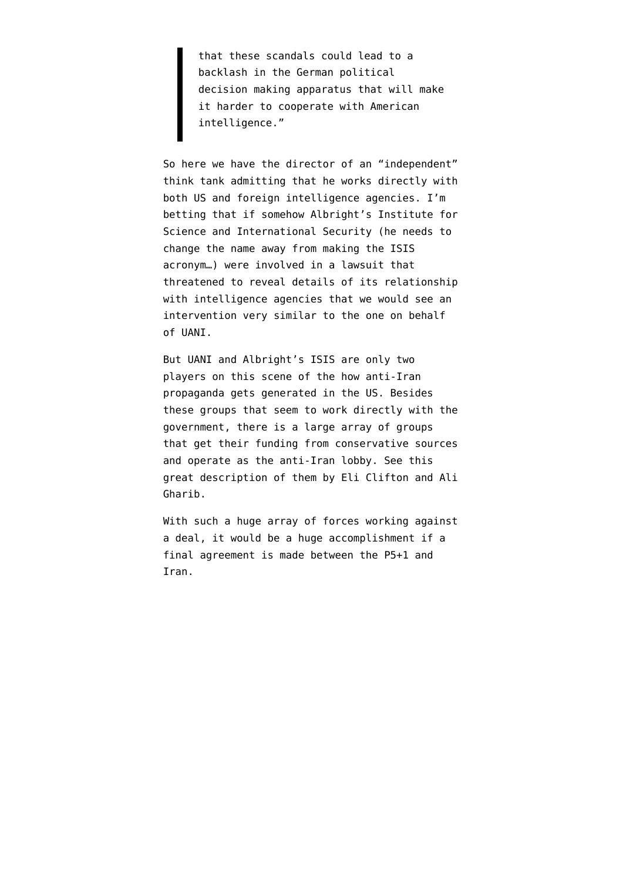> that these scandals could lead to a backlash in the German political decision making apparatus that will make it harder to cooperate with American intelligence."

So here we have the director of an "independent" think tank admitting that he works directly with both US and foreign intelligence agencies. I'm betting that if somehow Albright's Institute for Science and International Security (he needs to change the name away from making the ISIS acronym…) were involved in a lawsuit that threatened to reveal details of its relationship with intelligence agencies that we would see an intervention very similar to the one on behalf of UANI.

But UANI and Albright's ISIS are only two players on this scene of the how anti-Iran propaganda gets generated in the US. Besides these groups that seem to work directly with the government, there is a large array of groups that get their funding from conservative sources and operate as the anti-Iran lobby. See this great description of them by Eli Clifton and Ali Gharib.

With such a huge array of forces working against a deal, it would be a huge accomplishment if a final agreement is made between the P5+1 and Iran.